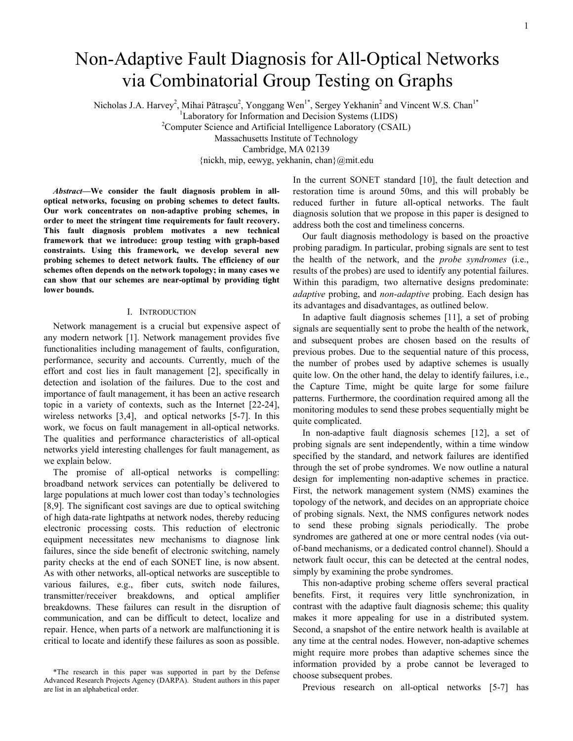# Non-Adaptive Fault Diagnosis for All-Optical Networks via Combinatorial Group Testing on Graphs

Nicholas J.A. Harvey[2], Mihai Pătraşcu[2], Yonggang Wen[1*], Sergey Yekhanin[2] and Vincent W.S. Chan[1*]

[1]Laboratory for Information and Decision Systems (LIDS)

[2]Computer Science and Artificial Intelligence Laboratory (CSAIL)

Massachusetts Institute of Technology

Cambridge, MA 02139

{nickh, mip, eewyg, yekhanin, chan}@mit.edu

***Abstract*—We consider the fault diagnosis problem in all-optical networks, focusing on probing schemes to detect faults. Our work concentrates on non-adaptive probing schemes, in order to meet the stringent time requirements for fault recovery. This fault diagnosis problem motivates a new technical framework that we introduce: group testing with graph-based constraints. Using this framework, we develop several new probing schemes to detect network faults. The efficiency of our schemes often depends on the network topology; in many cases we can show that our schemes are near-optimal by providing tight lower bounds.**

## I. Introduction

Network management is a crucial but expensive aspect of any modern network [1]. Network management provides five functionalities including management of faults, configuration, performance, security and accounts. Currently, much of the effort and cost lies in fault management [2], specifically in detection and isolation of the failures. Due to the cost and importance of fault management, it has been an active research topic in a variety of contexts, such as the Internet [22-24], wireless networks [3,4], and optical networks [5-7]. In this work, we focus on fault management in all-optical networks. The qualities and performance characteristics of all-optical networks yield interesting challenges for fault management, as we explain below.

The promise of all-optical networks is compelling: broadband network services can potentially be delivered to large populations at much lower cost than today's technologies [8,9]. The significant cost savings are due to optical switching of high data-rate lightpaths at network nodes, thereby reducing electronic processing costs. This reduction of electronic equipment necessitates new mechanisms to diagnose link failures, since the side benefit of electronic switching, namely parity checks at the end of each SONET line, is now absent. As with other networks, all-optical networks are susceptible to various failures, e.g., fiber cuts, switch node failures, transmitter/receiver breakdowns, and optical amplifier breakdowns. These failures can result in the disruption of communication, and can be difficult to detect, localize and repair. Hence, when parts of a network are malfunctioning it is critical to locate and identify these failures as soon as possible. In the current SONET standard [10], the fault detection and restoration time is around 50ms, and this will probably be reduced further in future all-optical networks. The fault diagnosis solution that we propose in this paper is designed to address both the cost and timeliness concerns.

Our fault diagnosis methodology is based on the proactive probing paradigm. In particular, probing signals are sent to test the health of the network, and the *probe syndromes* (i.e., results of the probes) are used to identify any potential failures. Within this paradigm, two alternative designs predominate: *adaptive* probing, and *non-adaptive* probing. Each design has its advantages and disadvantages, as outlined below.

In adaptive fault diagnosis schemes [11], a set of probing signals are sequentially sent to probe the health of the network, and subsequent probes are chosen based on the results of previous probes. Due to the sequential nature of this process, the number of probes used by adaptive schemes is usually quite low. On the other hand, the delay to identify failures, i.e., the Capture Time, might be quite large for some failure patterns. Furthermore, the coordination required among all the monitoring modules to send these probes sequentially might be quite complicated.

In non-adaptive fault diagnosis schemes [12], a set of probing signals are sent independently, within a time window specified by the standard, and network failures are identified through the set of probe syndromes. We now outline a natural design for implementing non-adaptive schemes in practice. First, the network management system (NMS) examines the topology of the network, and decides on an appropriate choice of probing signals. Next, the NMS configures network nodes to send these probing signals periodically. The probe syndromes are gathered at one or more central nodes (via out-of-band mechanisms, or a dedicated control channel). Should a network fault occur, this can be detected at the central nodes, simply by examining the probe syndromes.

This non-adaptive probing scheme offers several practical benefits. First, it requires very little synchronization, in contrast with the adaptive fault diagnosis scheme; this quality makes it more appealing for use in a distributed system. Second, a snapshot of the entire network health is available at any time at the central nodes. However, non-adaptive schemes might require more probes than adaptive schemes since the information provided by a probe cannot be leveraged to choose subsequent probes.

Previous research on all-optical networks [5-7] has

*The research in this paper was supported in part by the Defense Advanced Research Projects Agency (DARPA). Student authors in this paper are list in an alphabetical order.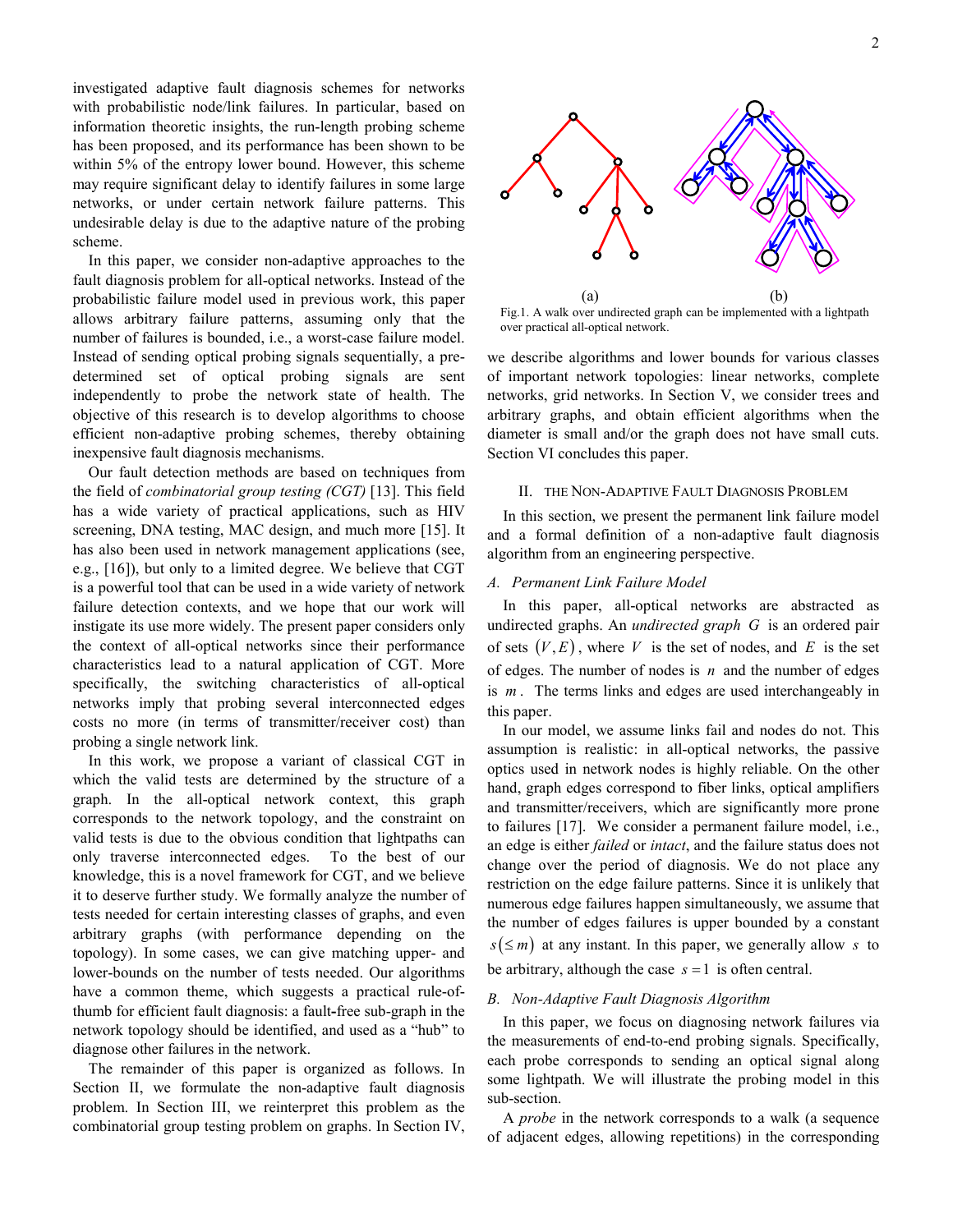investigated adaptive fault diagnosis schemes for networks with probabilistic node/link failures. In particular, based on information theoretic insights, the run-length probing scheme has been proposed, and its performance has been shown to be within 5% of the entropy lower bound. However, this scheme may require significant delay to identify failures in some large networks, or under certain network failure patterns. This undesirable delay is due to the adaptive nature of the probing scheme.

In this paper, we consider non-adaptive approaches to the fault diagnosis problem for all-optical networks. Instead of the probabilistic failure model used in previous work, this paper allows arbitrary failure patterns, assuming only that the number of failures is bounded, i.e., a worst-case failure model. Instead of sending optical probing signals sequentially, a predetermined set of optical probing signals are sent independently to probe the network state of health. The objective of this research is to develop algorithms to choose efficient non-adaptive probing schemes, thereby obtaining inexpensive fault diagnosis mechanisms.

Our fault detection methods are based on techniques from the field of *combinatorial group testing (CGT)* [13]. This field has a wide variety of practical applications, such as HIV screening, DNA testing, MAC design, and much more [15]. It has also been used in network management applications (see, e.g., [16]), but only to a limited degree. We believe that CGT is a powerful tool that can be used in a wide variety of network failure detection contexts, and we hope that our work will instigate its use more widely. The present paper considers only the context of all-optical networks since their performance characteristics lead to a natural application of CGT. More specifically, the switching characteristics of all-optical networks imply that probing several interconnected edges costs no more (in terms of transmitter/receiver cost) than probing a single network link.

In this work, we propose a variant of classical CGT in which the valid tests are determined by the structure of a graph. In the all-optical network context, this graph corresponds to the network topology, and the constraint on valid tests is due to the obvious condition that lightpaths can only traverse interconnected edges. To the best of our knowledge, this is a novel framework for CGT, and we believe it to deserve further study. We formally analyze the number of tests needed for certain interesting classes of graphs, and even arbitrary graphs (with performance depending on the topology). In some cases, we can give matching upper- and lower-bounds on the number of tests needed. Our algorithms have a common theme, which suggests a practical rule-of-thumb for efficient fault diagnosis: a fault-free sub-graph in the network topology should be identified, and used as a "hub" to diagnose other failures in the network.

The remainder of this paper is organized as follows. In Section II, we formulate the non-adaptive fault diagnosis problem. In Section III, we reinterpret this problem as the combinatorial group testing problem on graphs. In Section IV, we describe algorithms and lower bounds for various classes of important network topologies: linear networks, complete networks, grid networks. In Section V, we consider trees and arbitrary graphs, and obtain efficient algorithms when the diameter is small and/or the graph does not have small cuts. Section VI concludes this paper.

(a) (b)

Fig.1. A walk over undirected graph can be implemented with a lightpath over practical all-optical network.

## II. The Non-Adaptive Fault Diagnosis Problem

In this section, we present the permanent link failure model and a formal definition of a non-adaptive fault diagnosis algorithm from an engineering perspective.

### A. Permanent Link Failure Model

In this paper, all-optical networks are abstracted as undirected graphs. An *undirected graph* $G$ is an ordered pair of sets $(V, E)$, where $V$ is the set of nodes, and $E$ is the set of edges. The number of nodes is $n$ and the number of edges is $m$. The terms links and edges are used interchangeably in this paper.

In our model, we assume links fail and nodes do not. This assumption is realistic: in all-optical networks, the passive optics used in network nodes is highly reliable. On the other hand, graph edges correspond to fiber links, optical amplifiers and transmitter/receivers, which are significantly more prone to failures [17]. We consider a permanent failure model, i.e., an edge is either *failed* or *intact*, and the failure status does not change over the period of diagnosis. We do not place any restriction on the edge failure patterns. Since it is unlikely that numerous edge failures happen simultaneously, we assume that the number of edges failures is upper bounded by a constant $s(\le m)$ at any instant. In this paper, we generally allow $s$ to be arbitrary, although the case $s=1$ is often central.

### B. Non-Adaptive Fault Diagnosis Algorithm

In this paper, we focus on diagnosing network failures via the measurements of end-to-end probing signals. Specifically, each probe corresponds to sending an optical signal along some lightpath. We will illustrate the probing model in this sub-section.

A *probe* in the network corresponds to a walk (a sequence of adjacent edges, allowing repetitions) in the corresponding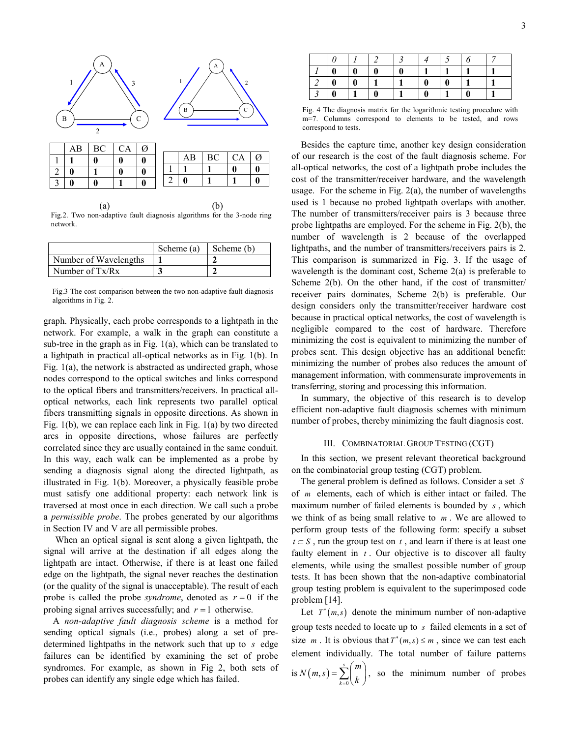| | AB | BC | CA | Ø |
|---|---|---|---|---|
| 1 | **1** | **0** | **0** | **0** |
| 2 | **0** | **1** | **0** | **0** |
| 3 | **0** | **0** | **1** | **0** |

| | AB | BC | CA | Ø |
|---|---|---|---|---|
| 1 | **1** | **1** | **0** | **0** |
| 2 | **0** | **1** | **1** | **0** |

(a) (b)

Fig.2. Two non-adaptive fault diagnosis algorithms for the 3-node ring network.

| | Scheme (a) | Scheme (b) |
|---|---|---|
| Number of Wavelengths | **1** | **2** |
| Number of Tx/Rx | **3** | **2** |

Fig.3 The cost comparison between the two non-adaptive fault diagnosis algorithms in Fig. 2.

graph. Physically, each probe corresponds to a lightpath in the network. For example, a walk in the graph can constitute a sub-tree in the graph as in Fig. 1(a), which can be translated to a lightpath in practical all-optical networks as in Fig. 1(b). In Fig. 1(a), the network is abstracted as undirected graph, whose nodes correspond to the optical switches and links correspond to the optical fibers and transmitters/receivers. In practical all-optical networks, each link represents two parallel optical fibers transmitting signals in opposite directions. As shown in Fig. 1(b), we can replace each link in Fig. 1(a) by two directed arcs in opposite directions, whose failures are perfectly correlated since they are usually contained in the same conduit. In this way, each walk can be implemented as a probe by sending a diagnosis signal along the directed lightpath, as illustrated in Fig. 1(b). Moreover, a physically feasible probe must satisfy one additional property: each network link is traversed at most once in each direction. We call such a probe a *permissible probe*. The probes generated by our algorithms in Section IV and V are all permissible probes.

When an optical signal is sent along a given lightpath, the signal will arrive at the destination if all edges along the lightpath are intact. Otherwise, if there is at least one failed edge on the lightpath, the signal never reaches the destination (or the quality of the signal is unacceptable). The result of each probe is called the probe *syndrome*, denoted as $r=0$ if the probing signal arrives successfully; and $r=1$ otherwise.

A *non-adaptive fault diagnosis scheme* is a method for sending optical signals (i.e., probes) along a set of pre-determined lightpaths in the network such that up to $s$ edge failures can be identified by examining the set of probe syndromes. For example, as shown in Fig 2, both sets of probes can identify any single edge which has failed.

| | *0* | *1* | *2* | *3* | *4* | *5* | *6* | *7* |
|---|---|---|---|---|---|---|---|---|
| *1* | **0** | **0** | **0** | **0** | **1** | **1** | **1** | **1** |
| *2* | **0** | **0** | **1** | **1** | **0** | **0** | **1** | **1** |
| *3* | **0** | **1** | **0** | **1** | **0** | **1** | **0** | **1** |

Fig. 4 The diagnosis matrix for the logarithmic testing procedure with m=7. Columns correspond to elements to be tested, and rows correspond to tests.

Besides the capture time, another key design consideration of our research is the cost of the fault diagnosis scheme. For all-optical networks, the cost of a lightpath probe includes the cost of the transmitter/receiver hardware, and the wavelength usage. For the scheme in Fig. 2(a), the number of wavelengths used is 1 because no probed lightpath overlaps with another. The number of transmitters/receiver pairs is 3 because three probe lightpaths are employed. For the scheme in Fig. 2(b), the number of wavelength is 2 because of the overlapped lightpaths, and the number of transmitters/receivers pairs is 2. This comparison is summarized in Fig. 3. If the usage of wavelength is the dominant cost, Scheme 2(a) is preferable to Scheme 2(b). On the other hand, if the cost of transmitter/ receiver pairs dominates, Scheme 2(b) is preferable. Our design considers only the transmitter/receiver hardware cost because in practical optical networks, the cost of wavelength is negligible compared to the cost of hardware. Therefore minimizing the cost is equivalent to minimizing the number of probes sent. This design objective has an additional benefit: minimizing the number of probes also reduces the amount of management information, with commensurate improvements in transferring, storing and processing this information.

In summary, the objective of this research is to develop efficient non-adaptive fault diagnosis schemes with minimum number of probes, thereby minimizing the fault diagnosis cost.

## III. Combinatorial Group Testing (CGT)

In this section, we present relevant theoretical background on the combinatorial group testing (CGT) problem.

The general problem is defined as follows. Consider a set $S$ of $m$ elements, each of which is either intact or failed. The maximum number of failed elements is bounded by $s$, which we think of as being small relative to $m$. We are allowed to perform group tests of the following form: specify a subset $t \subset S$, run the group test on $t$, and learn if there is at least one faulty element in $t$. Our objective is to discover all faulty elements, while using the smallest possible number of group tests. It has been shown that the non-adaptive combinatorial group testing problem is equivalent to the superimposed code problem [14].

Let $T^*(m,s)$ denote the minimum number of non-adaptive group tests needed to locate up to $s$ failed elements in a set of size $m$. It is obvious that $T^*(m,s) \le m$, since we can test each element individually. The total number of failure patterns is $N(m,s) = \sum_{k=0}^{s} \binom{m}{k}$, so the minimum number of probes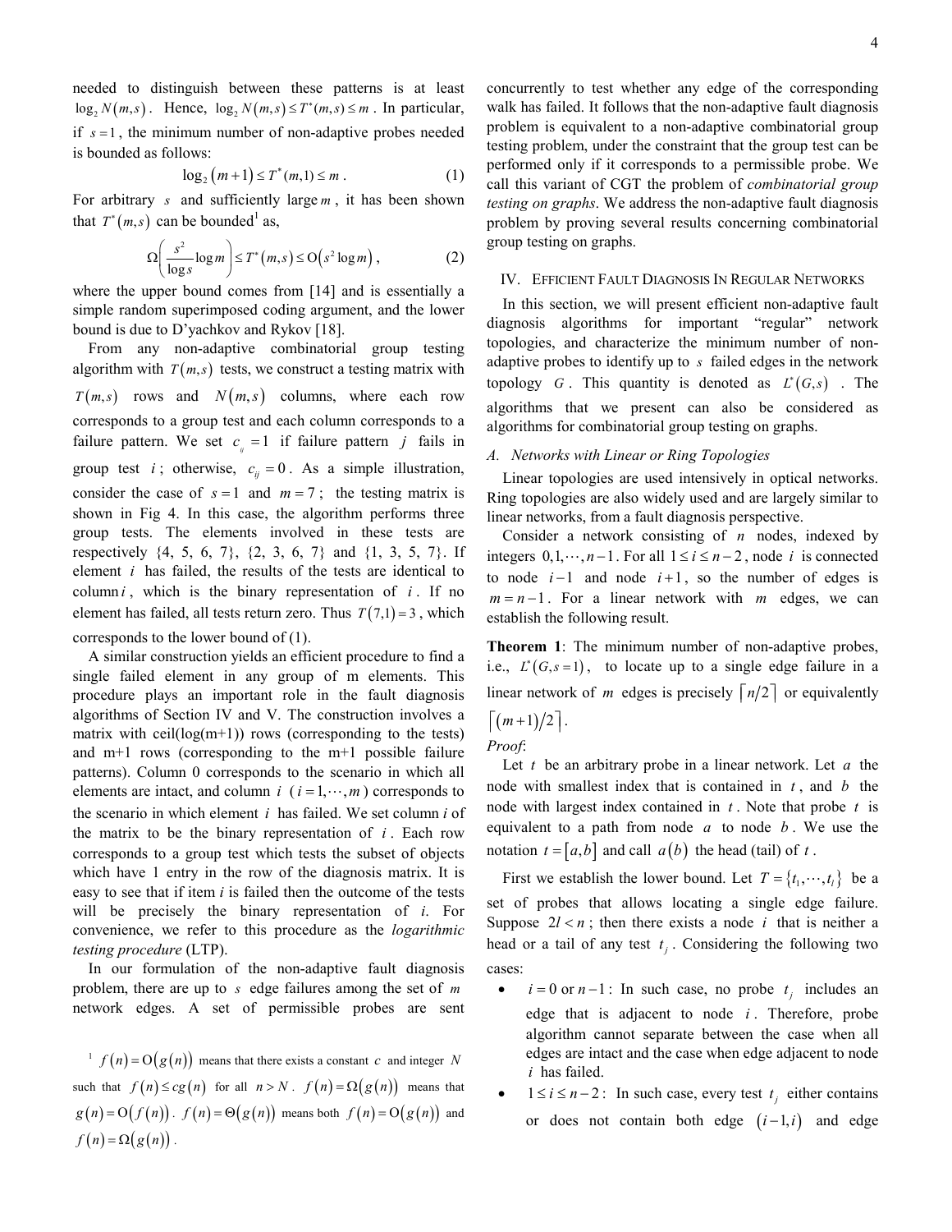needed to distinguish between these patterns is at least $\log_2 N(m,s)$. Hence, $\log_2 N(m,s) \le T^*(m,s) \le m$. In particular, if $s=1$, the minimum number of non-adaptive probes needed is bounded as follows:

$$\log_2(m+1) \le T^*(m,1) \le m \; . \tag{1}$$

For arbitrary $s$ and sufficiently large $m$, it has been shown that $T^*(m,s)$ can be bounded[1] as,

$$\Omega\left(\frac{s^2}{\log s}\log m\right) \le T^*(m,s) \le \mathrm{O}\left(s^2 \log m\right), \tag{2}$$

where the upper bound comes from [14] and is essentially a simple random superimposed coding argument, and the lower bound is due to D'yachkov and Rykov [18].

From any non-adaptive combinatorial group testing algorithm with $T(m,s)$ tests, we construct a testing matrix with $T(m,s)$ rows and $N(m,s)$ columns, where each row corresponds to a group test and each column corresponds to a failure pattern. We set $c_{ij}=1$ if failure pattern $j$ fails in group test $i$; otherwise, $c_{ij}=0$. As a simple illustration, consider the case of $s=1$ and $m=7$; the testing matrix is shown in Fig 4. In this case, the algorithm performs three group tests. The elements involved in these tests are respectively {4, 5, 6, 7}, {2, 3, 6, 7} and {1, 3, 5, 7}. If element $i$ has failed, the results of the tests are identical to column $i$, which is the binary representation of $i$. If no element has failed, all tests return zero. Thus $T(7,1)=3$, which corresponds to the lower bound of (1).

A similar construction yields an efficient procedure to find a single failed element in any group of m elements. This procedure plays an important role in the fault diagnosis algorithms of Section IV and V. The construction involves a matrix with ceil(log(m+1)) rows (corresponding to the tests) and m+1 rows (corresponding to the m+1 possible failure patterns). Column 0 corresponds to the scenario in which all elements are intact, and column $i$ ($i=1,\cdots,m$) corresponds to the scenario in which element $i$ has failed. We set column $i$ of the matrix to be the binary representation of $i$. Each row corresponds to a group test which tests the subset of objects which have 1 entry in the row of the diagnosis matrix. It is easy to see that if item $i$ is failed then the outcome of the tests will be precisely the binary representation of $i$. For convenience, we refer to this procedure as the *logarithmic testing procedure* (LTP).

In our formulation of the non-adaptive fault diagnosis problem, there are up to $s$ edge failures among the set of $m$ network edges. A set of permissible probes are sent concurrently to test whether any edge of the corresponding walk has failed. It follows that the non-adaptive fault diagnosis problem is equivalent to a non-adaptive combinatorial group testing problem, under the constraint that the group test can be performed only if it corresponds to a permissible probe. We call this variant of CGT the problem of *combinatorial group testing on graphs*. We address the non-adaptive fault diagnosis problem by proving several results concerning combinatorial group testing on graphs.

## IV. Efficient Fault Diagnosis In Regular Networks

In this section, we will present efficient non-adaptive fault diagnosis algorithms for important "regular" network topologies, and characterize the minimum number of non-adaptive probes to identify up to $s$ failed edges in the network topology $G$. This quantity is denoted as $L^*(G,s)$. The algorithms that we present can also be considered as algorithms for combinatorial group testing on graphs.

### A. Networks with Linear or Ring Topologies

Linear topologies are used intensively in optical networks. Ring topologies are also widely used and are largely similar to linear networks, from a fault diagnosis perspective.

Consider a network consisting of $n$ nodes, indexed by integers $0,1,\cdots,n-1$. For all $1 \le i \le n-2$, node $i$ is connected to node $i-1$ and node $i+1$, so the number of edges is $m=n-1$. For a linear network with $m$ edges, we can establish the following result.

**Theorem 1**: The minimum number of non-adaptive probes, i.e., $L^*(G,s=1)$, to locate up to a single edge failure in a linear network of $m$ edges is precisely $\lceil n/2 \rceil$ or equivalently $\lceil (m+1)/2 \rceil$.

*Proof*:

Let $t$ be an arbitrary probe in a linear network. Let $a$ the node with smallest index that is contained in $t$, and $b$ the node with largest index contained in $t$. Note that probe $t$ is equivalent to a path from node $a$ to node $b$. We use the notation $t=[a,b]$ and call $a(b)$ the head (tail) of $t$.

First we establish the lower bound. Let $T=\{t_1,\cdots,t_l\}$ be a set of probes that allows locating a single edge failure. Suppose $2l<n$; then there exists a node $i$ that is neither a head or a tail of any test $t_j$. Considering the following two cases:

- $i=0$ or $n-1$: In such case, no probe $t_j$ includes an edge that is adjacent to node $i$. Therefore, probe algorithm cannot separate between the case when all edges are intact and the case when edge adjacent to node $i$ has failed.
- $1 \le i \le n-2$: In such case, every test $t_j$ either contains or does not contain both edge $(i-1,i)$ and edge

[1] $f(n)=\mathrm{O}(g(n))$ means that there exists a constant $c$ and integer $N$ such that $f(n) \le cg(n)$ for all $n > N$. $f(n)=\Omega(g(n))$ means that $g(n)=\mathrm{O}(f(n))$. $f(n)=\Theta(g(n))$ means both $f(n)=\mathrm{O}(g(n))$ and $f(n)=\Omega(g(n))$.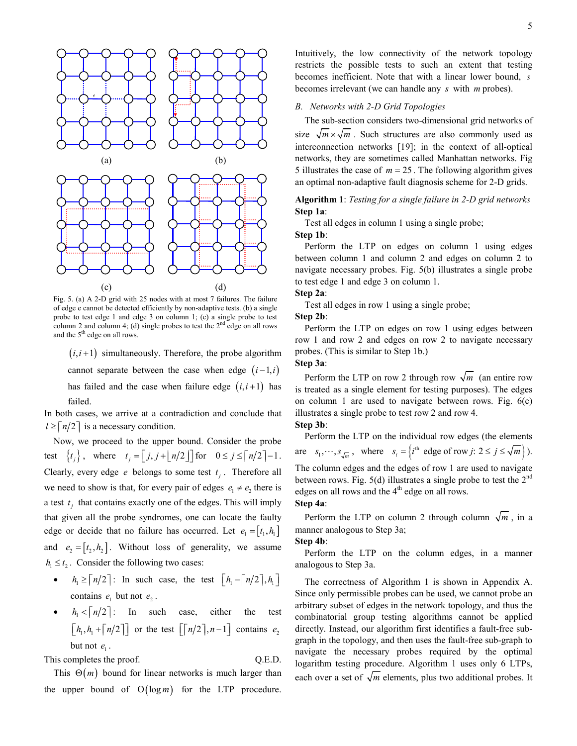(a) (b)

(c) (d)

Fig. 5. (a) A 2-D grid with 25 nodes with at most 7 failures. The failure of edge e cannot be detected efficiently by non-adaptive tests. (b) a single probe to test edge 1 and edge 3 on column 1; (c) a single probe to test column 2 and column 4; (d) single probes to test the 2[nd] edge on all rows and the 5[th] edge on all rows.

$(i,i+1)$ simultaneously. Therefore, the probe algorithm cannot separate between the case when edge $(i-1,i)$ has failed and the case when failure edge $(i,i+1)$ has failed.

In both cases, we arrive at a contradiction and conclude that $l \geq \lceil n/2 \rceil$ is a necessary condition.

Now, we proceed to the upper bound. Consider the probe test $\{t_j\}$, where $t_j = [j, j + \lfloor n/2 \rfloor]$ for $0 \leq j \leq \lceil n/2 \rceil - 1$. Clearly, every edge $e$ belongs to some test $t_j$. Therefore all we need to show is that, for every pair of edges $e_1 \neq e_2$ there is a test $t_j$ that contains exactly one of the edges. This will imply that given all the probe syndromes, one can locate the faulty edge or decide that no failure has occurred. Let $e_1 = [t_1, h_1]$ and $e_2 = [t_2, h_2]$. Without loss of generality, we assume $h_1 \leq t_2$. Consider the following two cases:

- $h_1 \geq \lceil n/2 \rceil$: In such case, the test $[h_1 - \lceil n/2 \rceil, h_1]$ contains $e_1$ but not $e_2$.
- $h_1 < \lceil n/2 \rceil$: In such case, either the test $[h_1, h_1 + \lceil n/2 \rceil]$ or the test $[\lceil n/2 \rceil, n-1]$ contains $e_2$ but not $e_1$.

This completes the proof. Q.E.D.

This $\Theta(m)$ bound for linear networks is much larger than the upper bound of $O(\log m)$ for the LTP procedure. Intuitively, the low connectivity of the network topology restricts the possible tests to such an extent that testing becomes inefficient. Note that with a linear lower bound, $s$ becomes irrelevant (we can handle any $s$ with $m$ probes).

### *B. Networks with 2-D Grid Topologies*

The sub-section considers two-dimensional grid networks of size $\sqrt{m} \times \sqrt{m}$. Such structures are also commonly used as interconnection networks [19]; in the context of all-optical networks, they are sometimes called Manhattan networks. Fig 5 illustrates the case of $m = 25$. The following algorithm gives an optimal non-adaptive fault diagnosis scheme for 2-D grids.

**Algorithm 1**: *Testing for a single failure in 2-D grid networks*

**Step 1a**:
Test all edges in column 1 using a single probe;

**Step 1b**:
Perform the LTP on edges on column 1 using edges between column 1 and column 2 and edges on column 2 to navigate necessary probes. Fig. 5(b) illustrates a single probe to test edge 1 and edge 3 on column 1.

**Step 2a**:
Test all edges in row 1 using a single probe;

**Step 2b**:
Perform the LTP on edges on row 1 using edges between row 1 and row 2 and edges on row 2 to navigate necessary probes. (This is similar to Step 1b.)

**Step 3a**:
Perform the LTP on row 2 through row $\sqrt{m}$ (an entire row is treated as a single element for testing purposes). The edges on column 1 are used to navigate between rows. Fig. 6(c) illustrates a single probe to test row 2 and row 4.

**Step 3b**:
Perform the LTP on the individual row edges (the elements are $s_1, \cdots, s_{\sqrt{m}}$, where $s_i = \{i^{\text{th}} \text{ edge of row } j\text{: } 2 \leq j \leq \sqrt{m}\}$). The column edges and the edges of row 1 are used to navigate between rows. Fig. 5(d) illustrates a single probe to test the 2[nd] edges on all rows and the 4[th] edge on all rows.

**Step 4a**:
Perform the LTP on column 2 through column $\sqrt{m}$, in a manner analogous to Step 3a;

**Step 4b**:
Perform the LTP on the column edges, in a manner analogous to Step 3a.

The correctness of Algorithm 1 is shown in Appendix A. Since only permissible probes can be used, we cannot probe an arbitrary subset of edges in the network topology, and thus the combinatorial group testing algorithms cannot be applied directly. Instead, our algorithm first identifies a fault-free sub-graph in the topology, and then uses the fault-free sub-graph to navigate the necessary probes required by the optimal logarithm testing procedure. Algorithm 1 uses only 6 LTPs, each over a set of $\sqrt{m}$ elements, plus two additional probes. It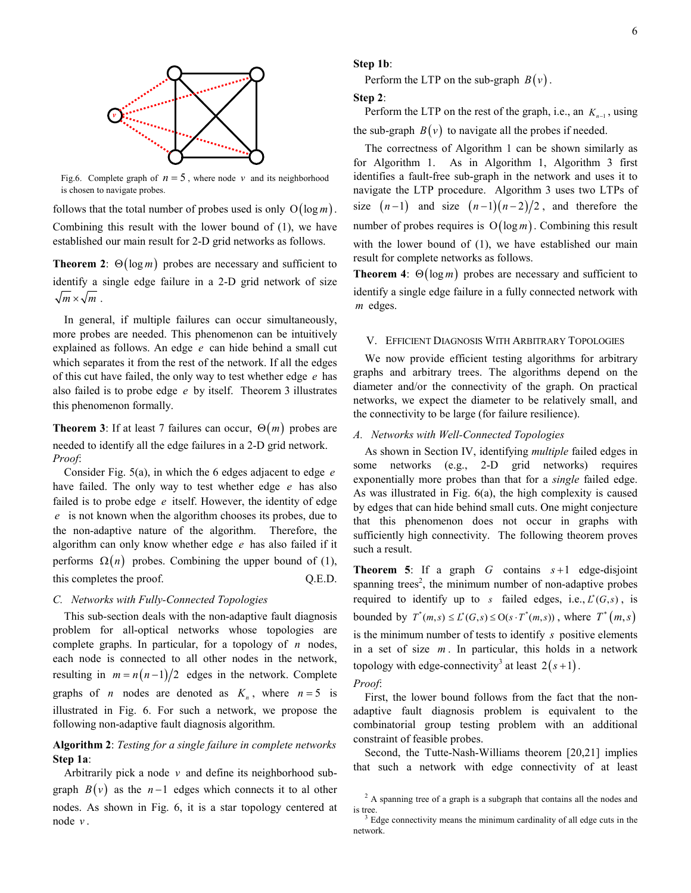Fig.6. Complete graph of $n=5$, where node $v$ and its neighborhood is chosen to navigate probes.

follows that the total number of probes used is only $O(\log m)$. Combining this result with the lower bound of (1), we have established our main result for 2-D grid networks as follows.

**Theorem 2**: $\Theta(\log m)$ probes are necessary and sufficient to identify a single edge failure in a 2-D grid network of size $\sqrt{m}\times\sqrt{m}$.

In general, if multiple failures can occur simultaneously, more probes are needed. This phenomenon can be intuitively explained as follows. An edge $e$ can hide behind a small cut which separates it from the rest of the network. If all the edges of this cut have failed, the only way to test whether edge $e$ has also failed is to probe edge $e$ by itself. Theorem 3 illustrates this phenomenon formally.

**Theorem 3**: If at least 7 failures can occur, $\Theta(m)$ probes are needed to identify all the edge failures in a 2-D grid network.

*Proof*:

Consider Fig. 5(a), in which the 6 edges adjacent to edge $e$ have failed. The only way to test whether edge $e$ has also failed is to probe edge $e$ itself. However, the identity of edge $e$ is not known when the algorithm chooses its probes, due to the non-adaptive nature of the algorithm. Therefore, the algorithm can only know whether edge $e$ has also failed if it performs $\Omega(n)$ probes. Combining the upper bound of (1), this completes the proof. Q.E.D.

### C. Networks with Fully-Connected Topologies

This sub-section deals with the non-adaptive fault diagnosis problem for all-optical networks whose topologies are complete graphs. In particular, for a topology of $n$ nodes, each node is connected to all other nodes in the network, resulting in $m=n(n-1)/2$ edges in the network. Complete graphs of $n$ nodes are denoted as $K_n$, where $n=5$ is illustrated in Fig. 6. For such a network, we propose the following non-adaptive fault diagnosis algorithm.

**Algorithm 2**: *Testing for a single failure in complete networks*

**Step 1a**:

Arbitrarily pick a node $v$ and define its neighborhood sub-graph $B(v)$ as the $n-1$ edges which connects it to al other nodes. As shown in Fig. 6, it is a star topology centered at node $v$.

**Step 1b**:

Perform the LTP on the sub-graph $B(v)$.

**Step 2**:

Perform the LTP on the rest of the graph, i.e., an $K_{n-1}$, using the sub-graph $B(v)$ to navigate all the probes if needed.

The correctness of Algorithm 1 can be shown similarly as for Algorithm 1. As in Algorithm 1, Algorithm 3 first identifies a fault-free sub-graph in the network and uses it to navigate the LTP procedure. Algorithm 3 uses two LTPs of size $(n-1)$ and size $(n-1)(n-2)/2$, and therefore the number of probes requires is $O(\log m)$. Combining this result with the lower bound of (1), we have established our main result for complete networks as follows.

**Theorem 4**: $\Theta(\log m)$ probes are necessary and sufficient to identify a single edge failure in a fully connected network with $m$ edges.

## V. Efficient Diagnosis With Arbitrary Topologies

We now provide efficient testing algorithms for arbitrary graphs and arbitrary trees. The algorithms depend on the diameter and/or the connectivity of the graph. On practical networks, we expect the diameter to be relatively small, and the connectivity to be large (for failure resilience).

### A. Networks with Well-Connected Topologies

As shown in Section IV, identifying *multiple* failed edges in some networks (e.g., 2-D grid networks) requires exponentially more probes than that for a *single* failed edge. As was illustrated in Fig. 6(a), the high complexity is caused by edges that can hide behind small cuts. One might conjecture that this phenomenon does not occur in graphs with sufficiently high connectivity. The following theorem proves such a result.

**Theorem 5**: If a graph $G$ contains $s+1$ edge-disjoint spanning trees[2], the minimum number of non-adaptive probes required to identify up to $s$ failed edges, i.e., $L^*(G,s)$, is bounded by $T^*(m,s)\le L^*(G,s)\le O(s\cdot T^*(m,s))$, where $T^*(m,s)$ is the minimum number of tests to identify $s$ positive elements in a set of size $m$. In particular, this holds in a network topology with edge-connectivity[3] at least $2(s+1)$.

*Proof*:

First, the lower bound follows from the fact that the non-adaptive fault diagnosis problem is equivalent to the combinatorial group testing problem with an additional constraint of feasible probes.

Second, the Tutte-Nash-Williams theorem [20,21] implies that such a network with edge connectivity of at least

[2] A spanning tree of a graph is a subgraph that contains all the nodes and is tree.

[3] Edge connectivity means the minimum cardinality of all edge cuts in the network.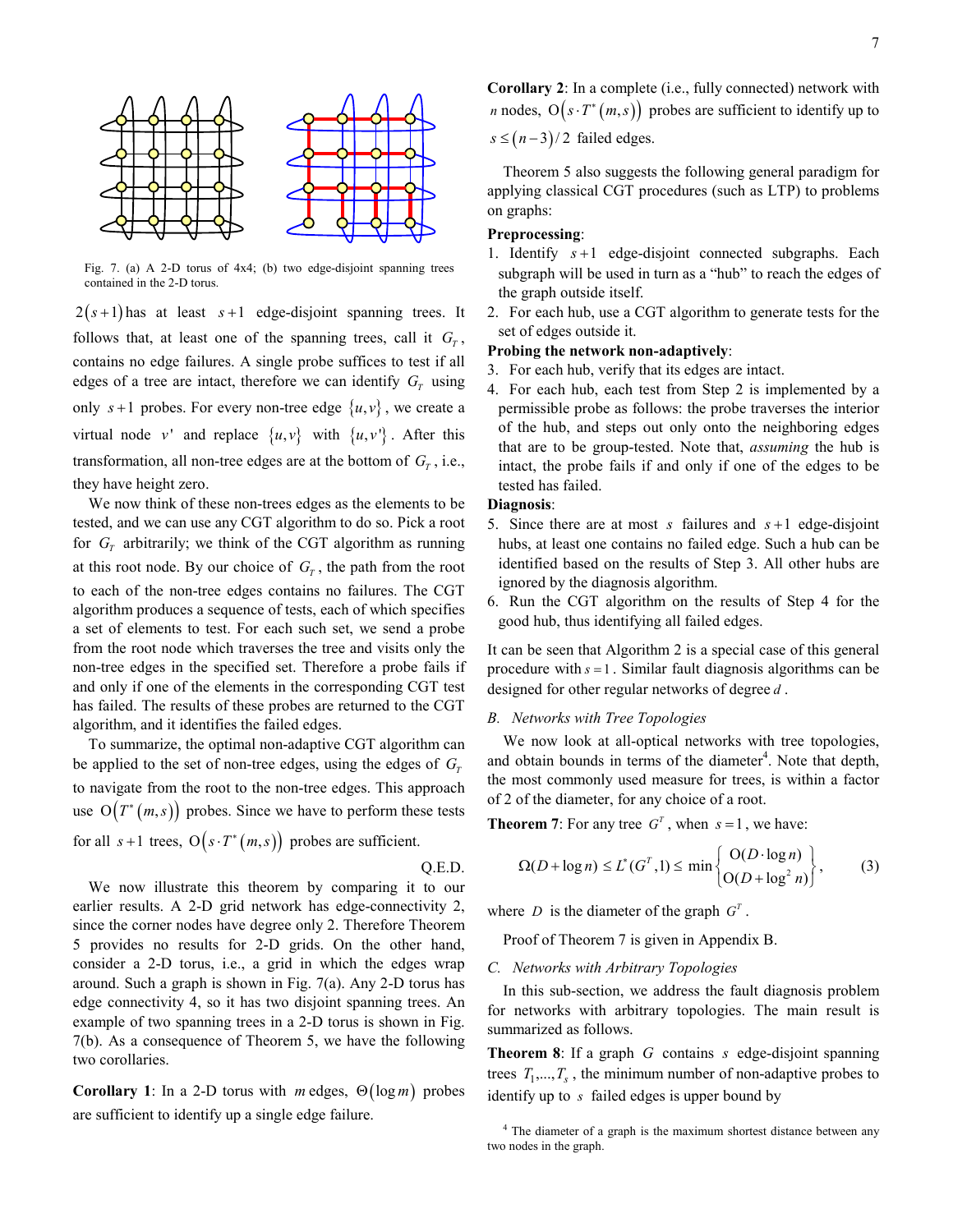Fig. 7. (a) A 2-D torus of 4x4; (b) two edge-disjoint spanning trees contained in the 2-D torus.

$2(s+1)$ has at least $s+1$ edge-disjoint spanning trees. It follows that, at least one of the spanning trees, call it $G_T$, contains no edge failures. A single probe suffices to test if all edges of a tree are intact, therefore we can identify $G_T$ using only $s+1$ probes. For every non-tree edge $\{u,v\}$, we create a virtual node $v'$ and replace $\{u,v\}$ with $\{u,v'\}$. After this transformation, all non-tree edges are at the bottom of $G_T$, i.e., they have height zero.

We now think of these non-trees edges as the elements to be tested, and we can use any CGT algorithm to do so. Pick a root for $G_T$ arbitrarily; we think of the CGT algorithm as running at this root node. By our choice of $G_T$, the path from the root to each of the non-tree edges contains no failures. The CGT algorithm produces a sequence of tests, each of which specifies a set of elements to test. For each such set, we send a probe from the root node which traverses the tree and visits only the non-tree edges in the specified set. Therefore a probe fails if and only if one of the elements in the corresponding CGT test has failed. The results of these probes are returned to the CGT algorithm, and it identifies the failed edges.

To summarize, the optimal non-adaptive CGT algorithm can be applied to the set of non-tree edges, using the edges of $G_T$ to navigate from the root to the non-tree edges. This approach use $O\left(T^*(m,s)\right)$ probes. Since we have to perform these tests for all $s+1$ trees, $O\left(s \cdot T^*(m,s)\right)$ probes are sufficient.

Q.E.D.

We now illustrate this theorem by comparing it to our earlier results. A 2-D grid network has edge-connectivity 2, since the corner nodes have degree only 2. Therefore Theorem 5 provides no results for 2-D grids. On the other hand, consider a 2-D torus, i.e., a grid in which the edges wrap around. Such a graph is shown in Fig. 7(a). Any 2-D torus has edge connectivity 4, so it has two disjoint spanning trees. An example of two spanning trees in a 2-D torus is shown in Fig. 7(b). As a consequence of Theorem 5, we have the following two corollaries.

**Corollary 1**: In a 2-D torus with $m$ edges, $\Theta(\log m)$ probes are sufficient to identify up a single edge failure.

**Corollary 2**: In a complete (i.e., fully connected) network with $n$ nodes, $O\left(s \cdot T^*(m,s)\right)$ probes are sufficient to identify up to $s \le (n-3)/2$ failed edges.

Theorem 5 also suggests the following general paradigm for applying classical CGT procedures (such as LTP) to problems on graphs:

**Preprocessing**:

1. Identify $s+1$ edge-disjoint connected subgraphs. Each subgraph will be used in turn as a "hub" to reach the edges of the graph outside itself.
2. For each hub, use a CGT algorithm to generate tests for the set of edges outside it.

**Probing the network non-adaptively**:

3. For each hub, verify that its edges are intact.
4. For each hub, each test from Step 2 is implemented by a permissible probe as follows: the probe traverses the interior of the hub, and steps out only onto the neighboring edges that are to be group-tested. Note that, *assuming* the hub is intact, the probe fails if and only if one of the edges to be tested has failed.

**Diagnosis**:

5. Since there are at most $s$ failures and $s+1$ edge-disjoint hubs, at least one contains no failed edge. Such a hub can be identified based on the results of Step 3. All other hubs are ignored by the diagnosis algorithm.
6. Run the CGT algorithm on the results of Step 4 for the good hub, thus identifying all failed edges.

It can be seen that Algorithm 2 is a special case of this general procedure with $s=1$. Similar fault diagnosis algorithms can be designed for other regular networks of degree $d$.

### B. Networks with Tree Topologies

We now look at all-optical networks with tree topologies, and obtain bounds in terms of the diameter[4]. Note that depth, the most commonly used measure for trees, is within a factor of 2 of the diameter, for any choice of a root.

**Theorem 7**: For any tree $G^T$, when $s=1$, we have:

$$\Omega(D+\log n) \le L^*(G^T,1) \le \min\left\{ \begin{array}{c} O(D \cdot \log n) \\ O(D+\log^2 n) \end{array} \right\}, \tag{3}$$

where $D$ is the diameter of the graph $G^T$.

Proof of Theorem 7 is given in Appendix B.

### C. Networks with Arbitrary Topologies

In this sub-section, we address the fault diagnosis problem for networks with arbitrary topologies. The main result is summarized as follows.

**Theorem 8**: If a graph $G$ contains $s$ edge-disjoint spanning trees $T_1,\ldots,T_s$, the minimum number of non-adaptive probes to identify up to $s$ failed edges is upper bound by

[4] The diameter of a graph is the maximum shortest distance between any two nodes in the graph.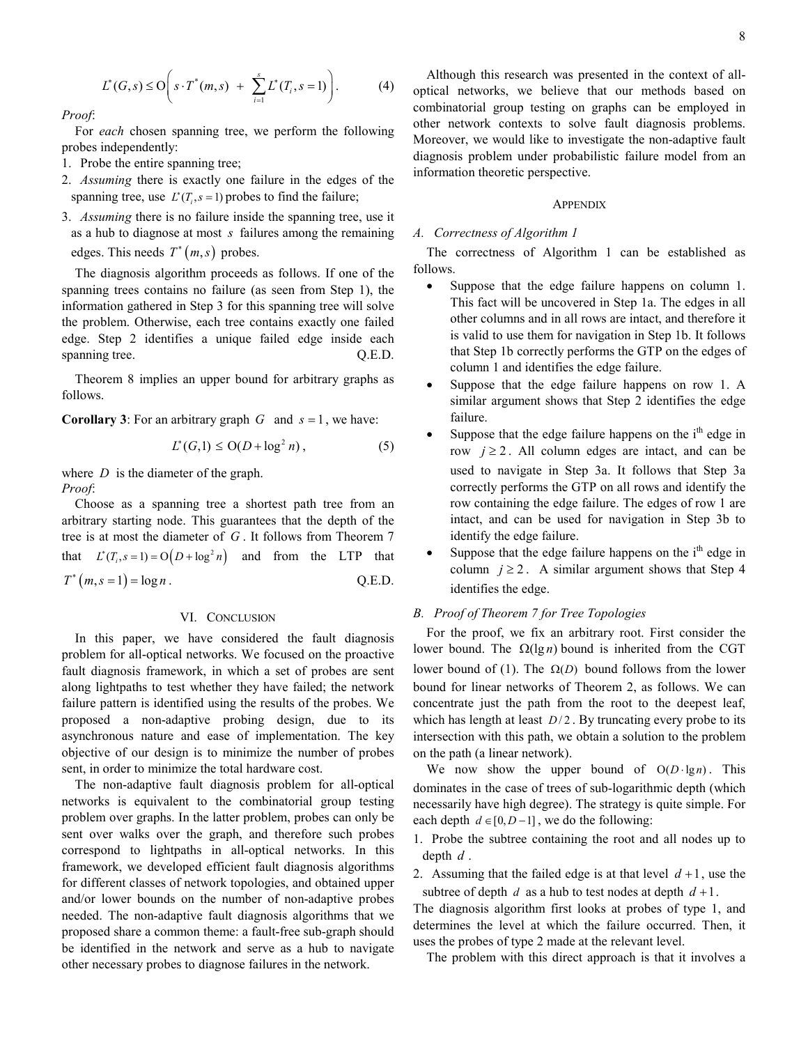$$L^*(G,s) \le \mathrm{O}\left( s \cdot T^*(m,s) \;+\; \sum_{i=1}^{s} L^*(T_i, s=1) \right). \qquad (4)$$

*Proof*:

For *each* chosen spanning tree, we perform the following probes independently:

1. Probe the entire spanning tree;
2. *Assuming* there is exactly one failure in the edges of the spanning tree, use $L^*(T_i, s=1)$ probes to find the failure;
3. *Assuming* there is no failure inside the spanning tree, use it as a hub to diagnose at most $s$ failures among the remaining edges. This needs $T^*(m,s)$ probes.

The diagnosis algorithm proceeds as follows. If one of the spanning trees contains no failure (as seen from Step 1), the information gathered in Step 3 for this spanning tree will solve the problem. Otherwise, each tree contains exactly one failed edge. Step 2 identifies a unique failed edge inside each spanning tree. Q.E.D.

Theorem 8 implies an upper bound for arbitrary graphs as follows.

**Corollary 3**: For an arbitrary graph $G$ and $s=1$, we have:

$$L^*(G,1) \le \mathrm{O}(D + \log^2 n), \qquad (5)$$

where $D$ is the diameter of the graph.

*Proof*:

Choose as a spanning tree a shortest path tree from an arbitrary starting node. This guarantees that the depth of the tree is at most the diameter of $G$. It follows from Theorem 7 that $L^*(T_i, s=1) = \mathrm{O}(D + \log^2 n)$ and from the LTP that $T^*(m, s=1) = \log n$. Q.E.D.

## VI. Conclusion

In this paper, we have considered the fault diagnosis problem for all-optical networks. We focused on the proactive fault diagnosis framework, in which a set of probes are sent along lightpaths to test whether they have failed; the network failure pattern is identified using the results of the probes. We proposed a non-adaptive probing design, due to its asynchronous nature and ease of implementation. The key objective of our design is to minimize the number of probes sent, in order to minimize the total hardware cost.

The non-adaptive fault diagnosis problem for all-optical networks is equivalent to the combinatorial group testing problem over graphs. In the latter problem, probes can only be sent over walks over the graph, and therefore such probes correspond to lightpaths in all-optical networks. In this framework, we developed efficient fault diagnosis algorithms for different classes of network topologies, and obtained upper and/or lower bounds on the number of non-adaptive probes needed. The non-adaptive fault diagnosis algorithms that we proposed share a common theme: a fault-free sub-graph should be identified in the network and serve as a hub to navigate other necessary probes to diagnose failures in the network.

Although this research was presented in the context of all-optical networks, we believe that our methods based on combinatorial group testing on graphs can be employed in other network contexts to solve fault diagnosis problems. Moreover, we would like to investigate the non-adaptive fault diagnosis problem under probabilistic failure model from an information theoretic perspective.

## Appendix

### A. Correctness of Algorithm 1

The correctness of Algorithm 1 can be established as follows.

- Suppose that the edge failure happens on column 1. This fact will be uncovered in Step 1a. The edges in all other columns and in all rows are intact, and therefore it is valid to use them for navigation in Step 1b. It follows that Step 1b correctly performs the GTP on the edges of column 1 and identifies the edge failure.
- Suppose that the edge failure happens on row 1. A similar argument shows that Step 2 identifies the edge failure.
- Suppose that the edge failure happens on the i[th] edge in row $j \ge 2$. All column edges are intact, and can be used to navigate in Step 3a. It follows that Step 3a correctly performs the GTP on all rows and identify the row containing the edge failure. The edges of row 1 are intact, and can be used for navigation in Step 3b to identify the edge failure.
- Suppose that the edge failure happens on the i[th] edge in column $j \ge 2$. A similar argument shows that Step 4 identifies the edge.

### B. Proof of Theorem 7 for Tree Topologies

For the proof, we fix an arbitrary root. First consider the lower bound. The $\Omega(\lg n)$ bound is inherited from the CGT lower bound of (1). The $\Omega(D)$ bound follows from the lower bound for linear networks of Theorem 2, as follows. We can concentrate just the path from the root to the deepest leaf, which has length at least $D/2$. By truncating every probe to its intersection with this path, we obtain a solution to the problem on the path (a linear network).

We now show the upper bound of $\mathrm{O}(D \cdot \lg n)$. This dominates in the case of trees of sub-logarithmic depth (which necessarily have high degree). The strategy is quite simple. For each depth $d \in [0, D-1]$, we do the following:

1. Probe the subtree containing the root and all nodes up to depth $d$.
2. Assuming that the failed edge is at that level $d+1$, use the subtree of depth $d$ as a hub to test nodes at depth $d+1$.

The diagnosis algorithm first looks at probes of type 1, and determines the level at which the failure occurred. Then, it uses the probes of type 2 made at the relevant level.

The problem with this direct approach is that it involves a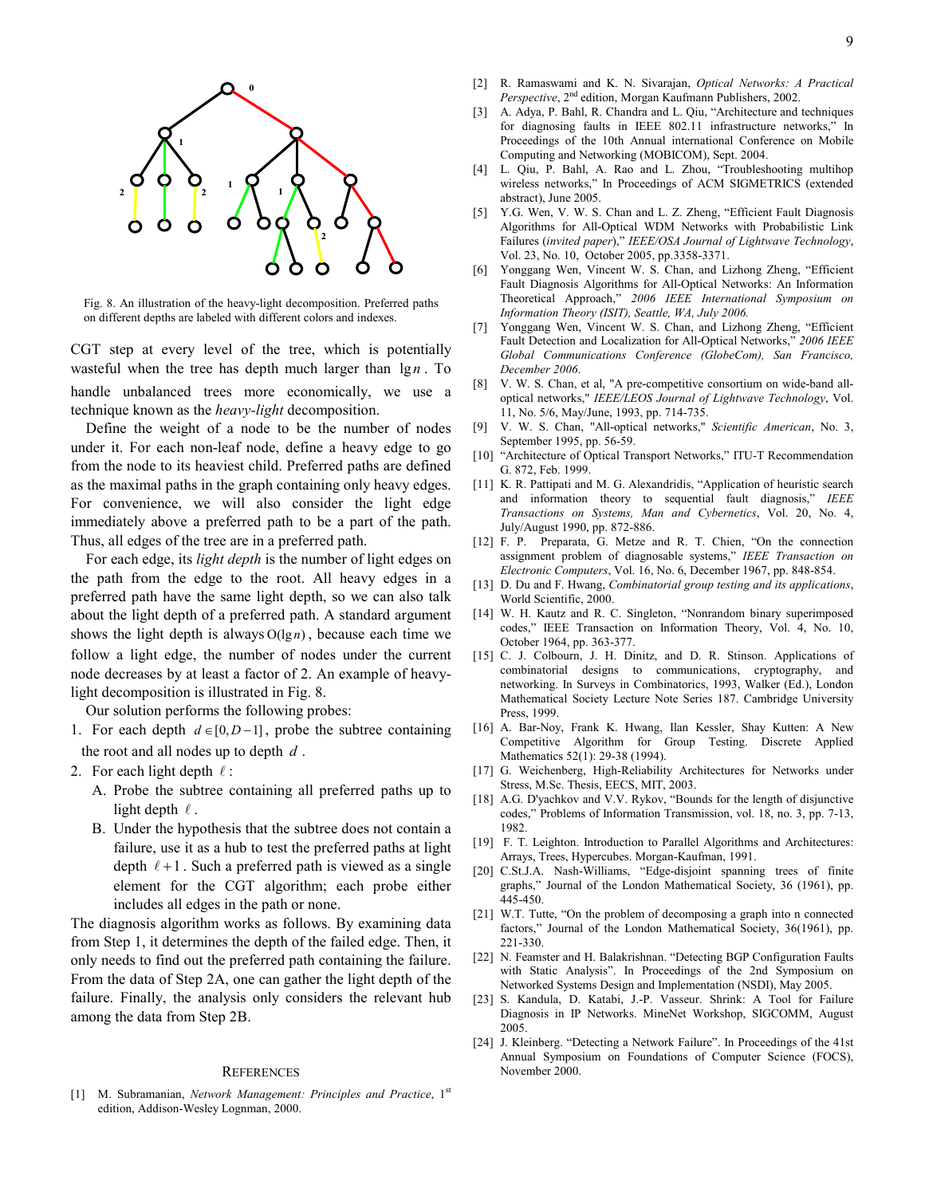0

1

2 2

1 1

2

Fig. 8. An illustration of the heavy-light decomposition. Preferred paths on different depths are labeled with different colors and indexes.

CGT step at every level of the tree, which is potentially wasteful when the tree has depth much larger than $\lg n$. To handle unbalanced trees more economically, we use a technique known as the *heavy-light* decomposition.

Define the weight of a node to be the number of nodes under it. For each non-leaf node, define a heavy edge to go from the node to its heaviest child. Preferred paths are defined as the maximal paths in the graph containing only heavy edges. For convenience, we will also consider the light edge immediately above a preferred path to be a part of the path. Thus, all edges of the tree are in a preferred path.

For each edge, its *light depth* is the number of light edges on the path from the edge to the root. All heavy edges in a preferred path have the same light depth, so we can also talk about the light depth of a preferred path. A standard argument shows the light depth is always $O(\lg n)$, because each time we follow a light edge, the number of nodes under the current node decreases by at least a factor of 2. An example of heavy-light decomposition is illustrated in Fig. 8.

Our solution performs the following probes:

1. For each depth $d \in [0, D-1]$, probe the subtree containing the root and all nodes up to depth $d$.
2. For each light depth $\ell$:
   A. Probe the subtree containing all preferred paths up to light depth $\ell$.
   B. Under the hypothesis that the subtree does not contain a failure, use it as a hub to test the preferred paths at light depth $\ell + 1$. Such a preferred path is viewed as a single element for the CGT algorithm; each probe either includes all edges in the path or none.

The diagnosis algorithm works as follows. By examining data from Step 1, it determines the depth of the failed edge. Then, it only needs to find out the preferred path containing the failure. From the data of Step 2A, one can gather the light depth of the failure. Finally, the analysis only considers the relevant hub among the data from Step 2B.

## REFERENCES

[1] M. Subramanian, *Network Management: Principles and Practice*, 1st edition, Addison-Wesley Lognman, 2000.

[2] R. Ramaswami and K. N. Sivarajan, *Optical Networks: A Practical Perspective*, 2nd edition, Morgan Kaufmann Publishers, 2002.

[3] A. Adya, P. Bahl, R. Chandra and L. Qiu, "Architecture and techniques for diagnosing faults in IEEE 802.11 infrastructure networks," In Proceedings of the 10th Annual international Conference on Mobile Computing and Networking (MOBICOM), Sept. 2004.

[4] L. Qiu, P. Bahl, A. Rao and L. Zhou, "Troubleshooting multihop wireless networks," In Proceedings of ACM SIGMETRICS (extended abstract), June 2005.

[5] Y.G. Wen, V. W. S. Chan and L. Z. Zheng, "Efficient Fault Diagnosis Algorithms for All-Optical WDM Networks with Probabilistic Link Failures (*invited paper*)," *IEEE/OSA Journal of Lightwave Technology*, Vol. 23, No. 10, October 2005, pp.3358-3371.

[6] Yonggang Wen, Vincent W. S. Chan, and Lizhong Zheng, "Efficient Fault Diagnosis Algorithms for All-Optical Networks: An Information Theoretical Approach," *2006 IEEE International Symposium on Information Theory (ISIT), Seattle, WA, July 2006.*

[7] Yonggang Wen, Vincent W. S. Chan, and Lizhong Zheng, "Efficient Fault Detection and Localization for All-Optical Networks," *2006 IEEE Global Communications Conference (GlobeCom), San Francisco, December 2006*.

[8] V. W. S. Chan, et al, "A pre-competitive consortium on wide-band all-optical networks," *IEEE/LEOS Journal of Lightwave Technology*, Vol. 11, No. 5/6, May/June, 1993, pp. 714-735.

[9] V. W. S. Chan, "All-optical networks," *Scientific American*, No. 3, September 1995, pp. 56-59.

[10] "Architecture of Optical Transport Networks," ITU-T Recommendation G. 872, Feb. 1999.

[11] K. R. Pattipati and M. G. Alexandridis, "Application of heuristic search and information theory to sequential fault diagnosis," *IEEE Transactions on Systems, Man and Cybernetics*, Vol. 20, No. 4, July/August 1990, pp. 872-886.

[12] F. P. Preparata, G. Metze and R. T. Chien, "On the connection assignment problem of diagnosable systems," *IEEE Transaction on Electronic Computers*, Vol. 16, No. 6, December 1967, pp. 848-854.

[13] D. Du and F. Hwang, *Combinatorial group testing and its applications*, World Scientific, 2000.

[14] W. H. Kautz and R. C. Singleton, "Nonrandom binary superimposed codes," IEEE Transaction on Information Theory, Vol. 4, No. 10, October 1964, pp. 363-377.

[15] C. J. Colbourn, J. H. Dinitz, and D. R. Stinson. Applications of combinatorial designs to communications, cryptography, and networking. In Surveys in Combinatorics, 1993, Walker (Ed.), London Mathematical Society Lecture Note Series 187. Cambridge University Press, 1999.

[16] A. Bar-Noy, Frank K. Hwang, Ilan Kessler, Shay Kutten: A New Competitive Algorithm for Group Testing. Discrete Applied Mathematics 52(1): 29-38 (1994).

[17] G. Weichenberg, High-Reliability Architectures for Networks under Stress, M.Sc. Thesis, EECS, MIT, 2003.

[18] A.G. D'yachkov and V.V. Rykov, "Bounds for the length of disjunctive codes," Problems of Information Transmission, vol. 18, no. 3, pp. 7-13, 1982.

[19] F. T. Leighton. Introduction to Parallel Algorithms and Architectures: Arrays, Trees, Hypercubes. Morgan-Kaufman, 1991.

[20] C.St.J.A. Nash-Williams, "Edge-disjoint spanning trees of finite graphs," Journal of the London Mathematical Society, 36 (1961), pp. 445-450.

[21] W.T. Tutte, "On the problem of decomposing a graph into n connected factors," Journal of the London Mathematical Society, 36(1961), pp. 221-330.

[22] N. Feamster and H. Balakrishnan. "Detecting BGP Configuration Faults with Static Analysis". In Proceedings of the 2nd Symposium on Networked Systems Design and Implementation (NSDI), May 2005.

[23] S. Kandula, D. Katabi, J.-P. Vasseur. Shrink: A Tool for Failure Diagnosis in IP Networks. MineNet Workshop, SIGCOMM, August 2005.

[24] J. Kleinberg. "Detecting a Network Failure". In Proceedings of the 41st Annual Symposium on Foundations of Computer Science (FOCS), November 2000.